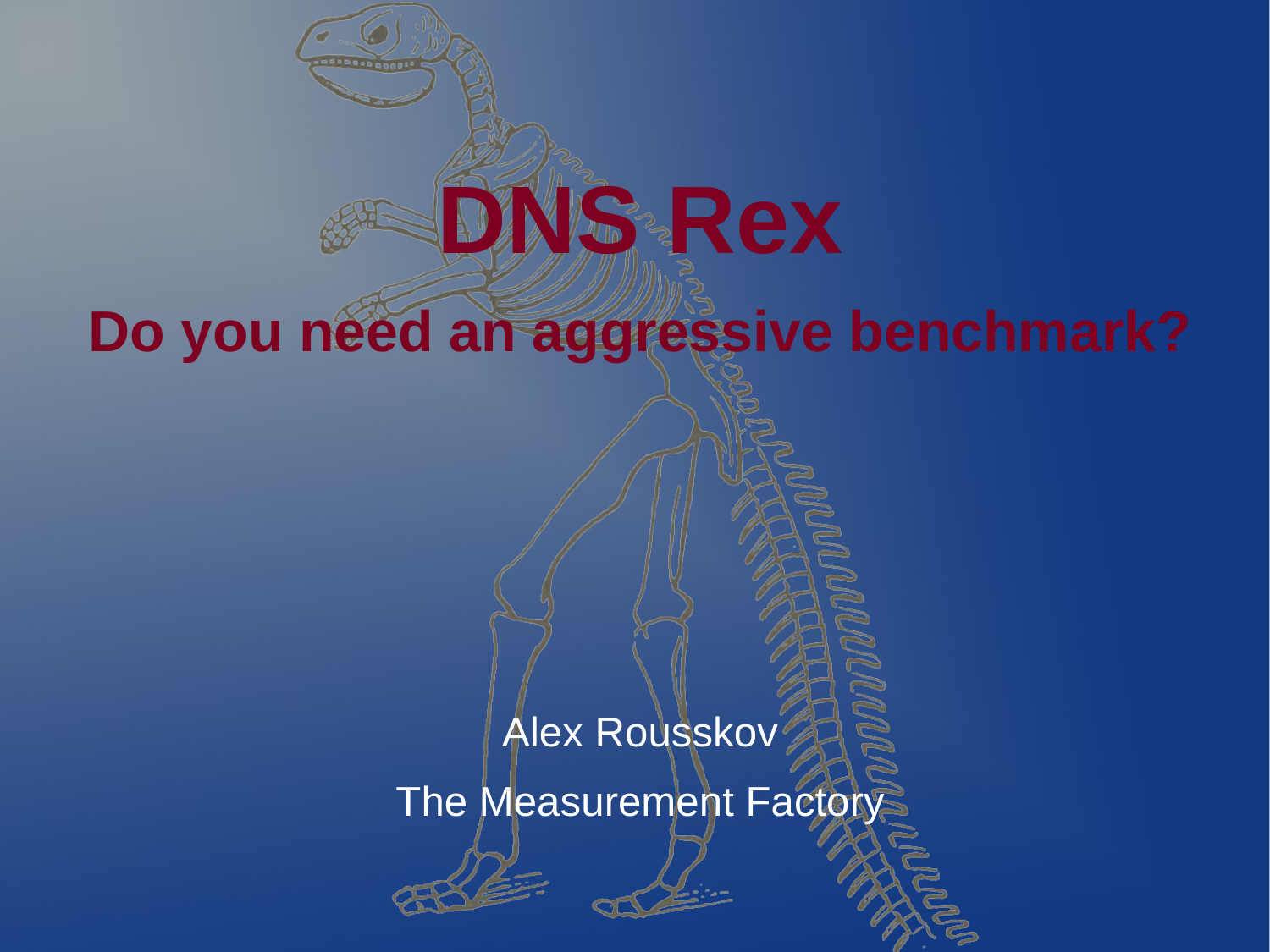# DNS Rex

## Do you need an aggressive benchmark?

Alex Rousskov

The Measurement Factory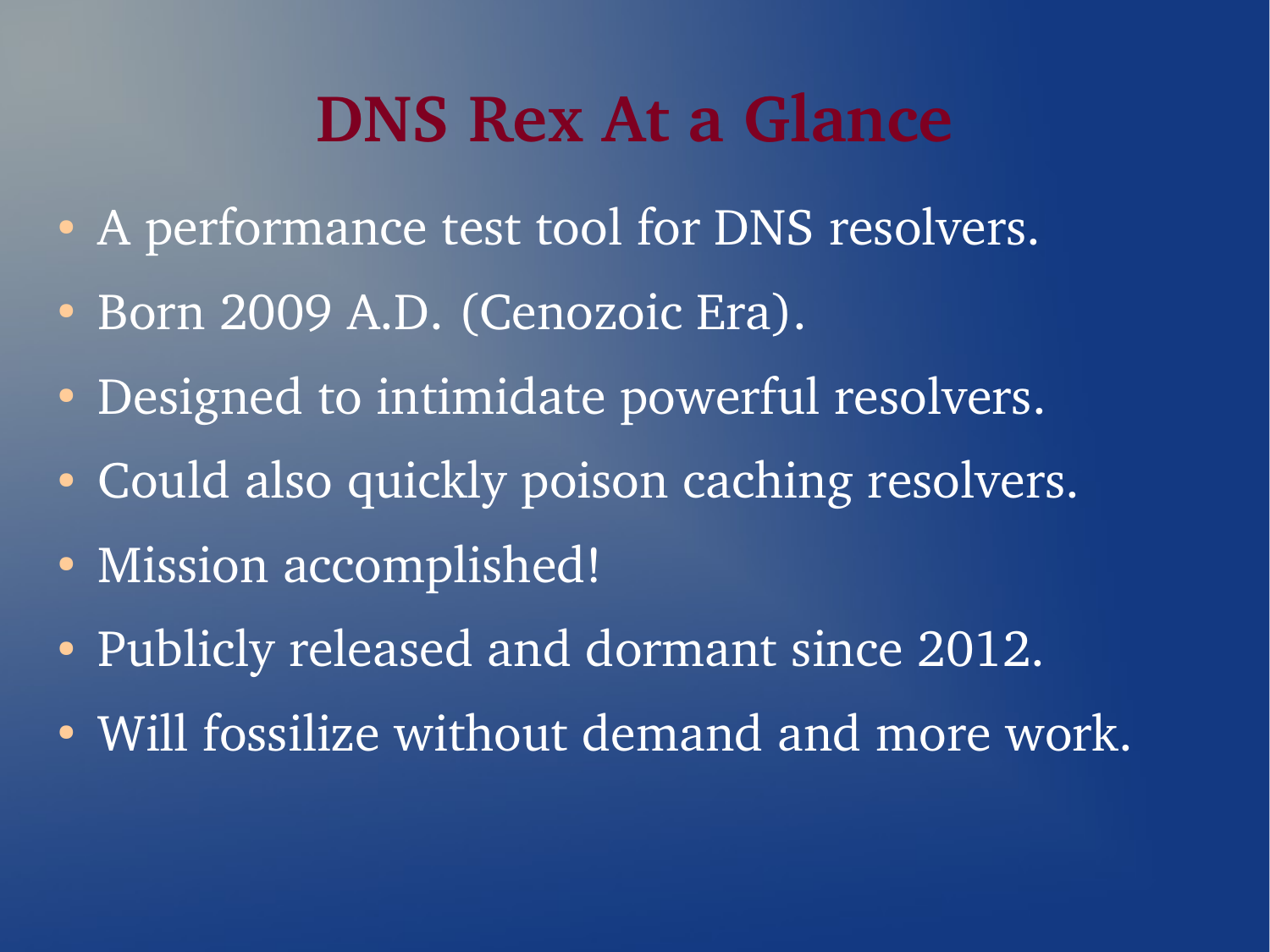# DNS Rex At a Glance

- A performance test tool for DNS resolvers.
- Born 2009 A.D. (Cenozoic Era).
- Designed to intimidate powerful resolvers.
- Could also quickly poison caching resolvers.
- Mission accomplished!
- Publicly released and dormant since 2012.
- Will fossilize without demand and more work.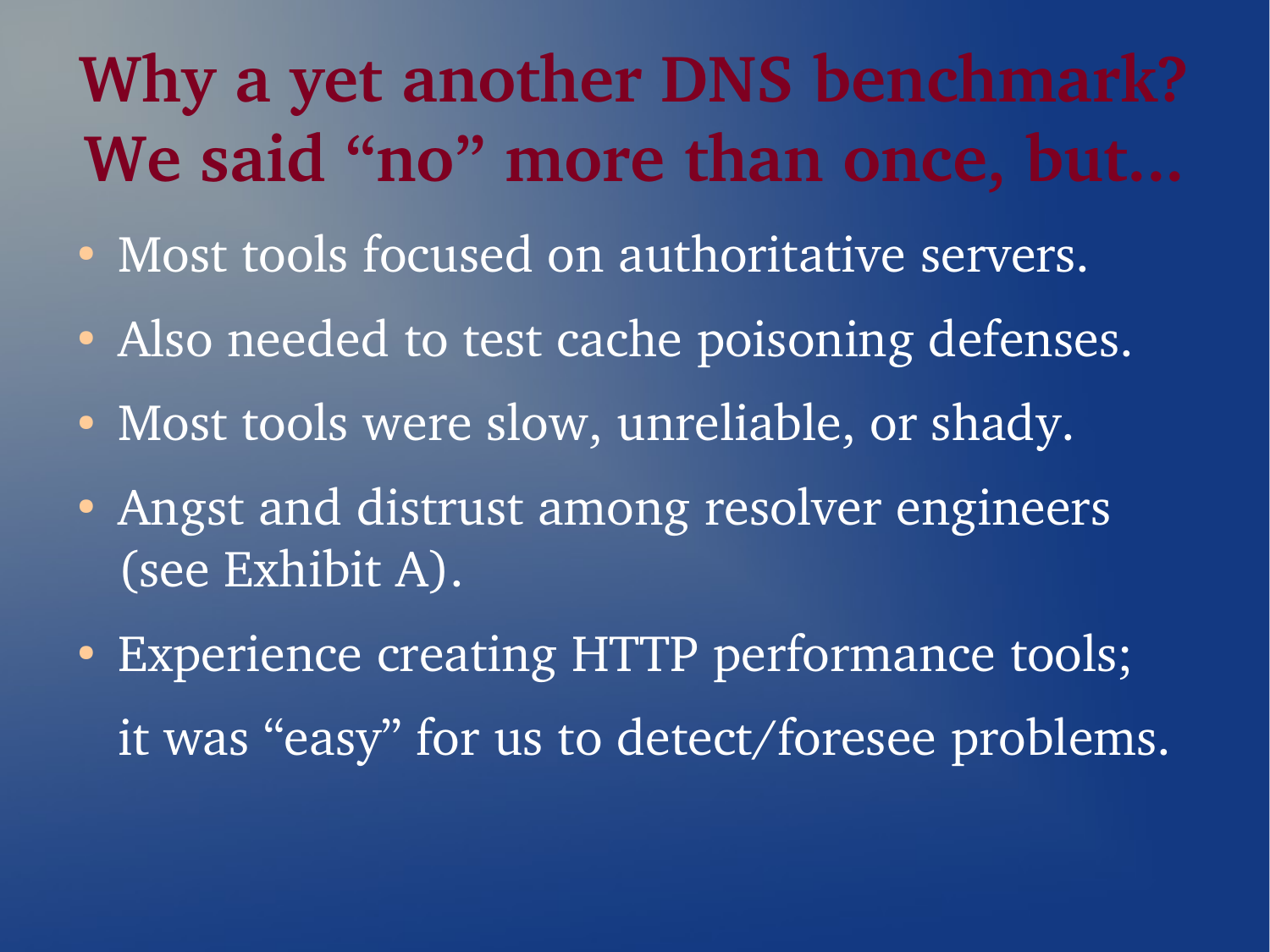# Why a yet another DNS benchmark? We said "no" more than once, but…

- Most tools focused on authoritative servers.
- Also needed to test cache poisoning defenses.
- Most tools were slow, unreliable, or shady.
- Angst and distrust among resolver engineers (see Exhibit A).
- Experience creating HTTP performance tools; it was "easy" for us to detect/foresee problems.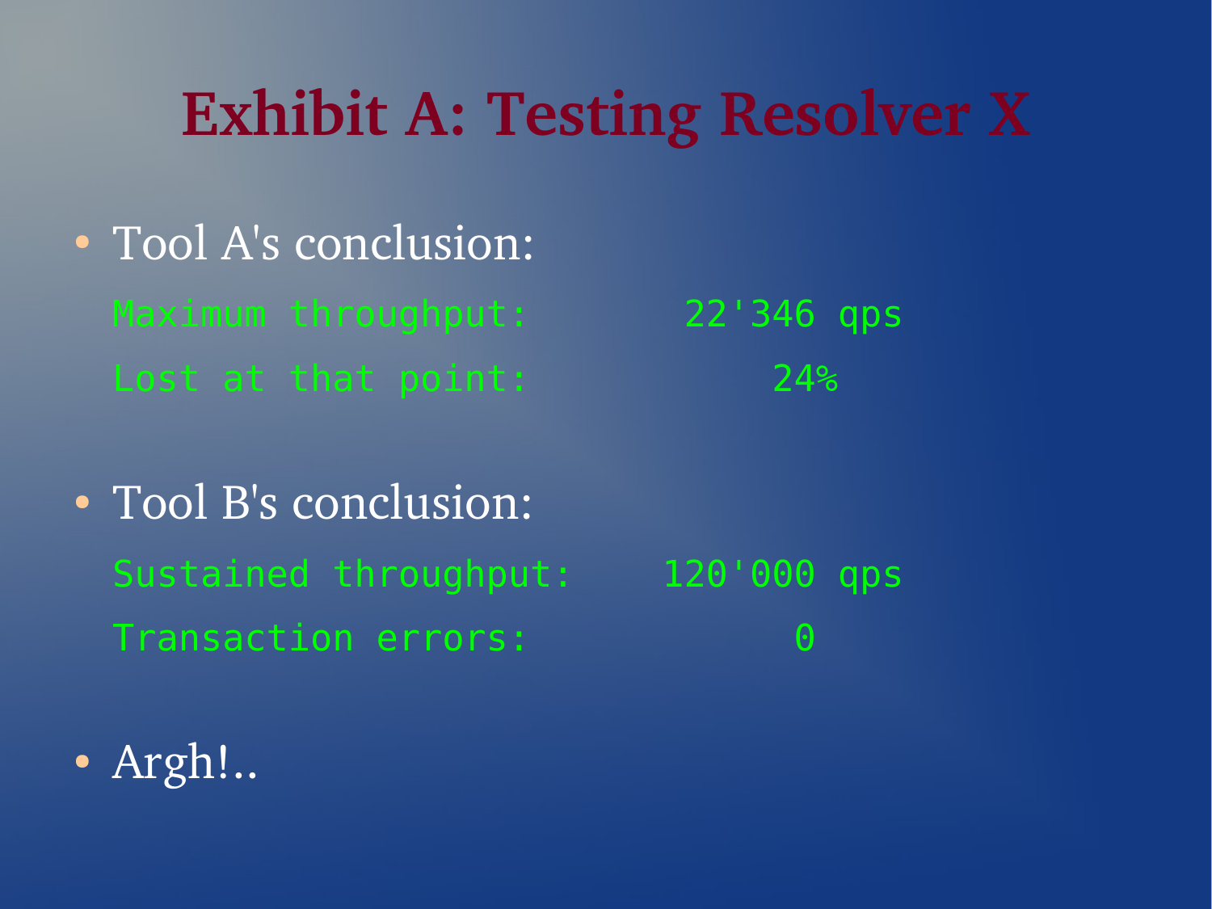# Exhibit A: Testing Resolver X

- Tool A's conclusion:

```
Maximum throughput:       22'346 qps
Lost at that point:          24%
```

- Tool B's conclusion:

```
Sustained throughput:    120'000 qps
Transaction errors:            0
```

- Argh!..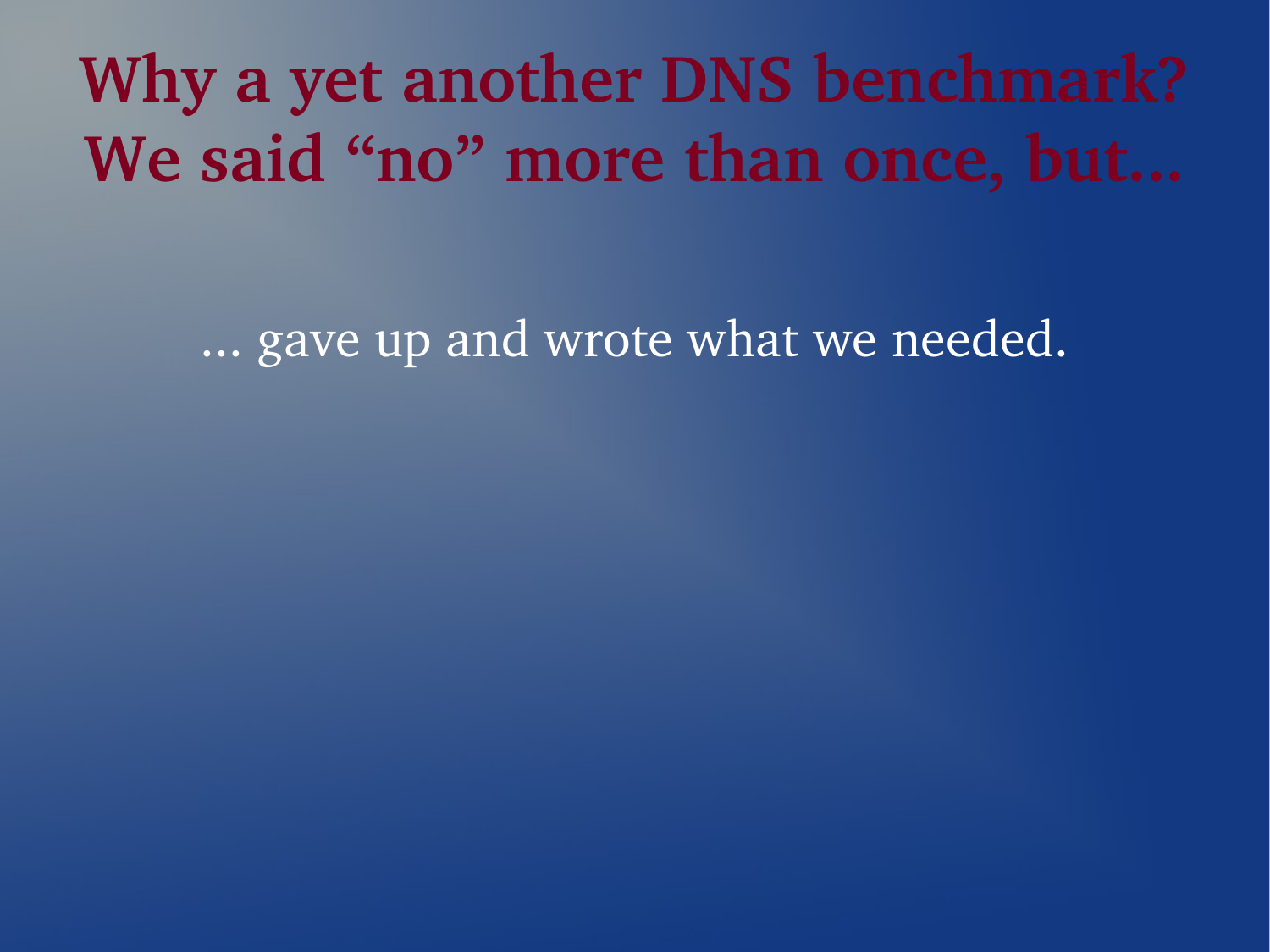# Why a yet another DNS benchmark? We said “no” more than once, but…

… gave up and wrote what we needed.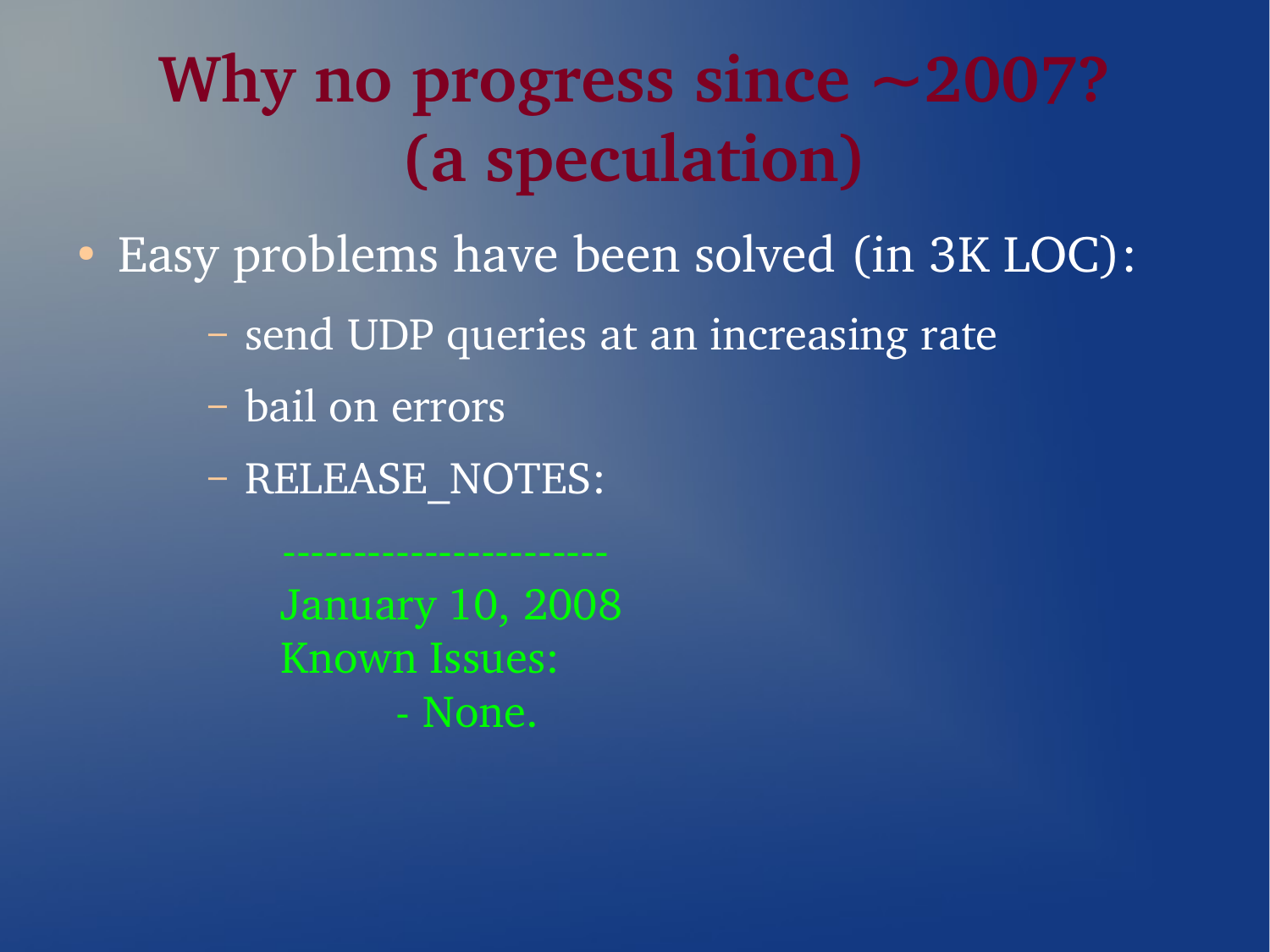# Why no progress since ~2007? (a speculation)

- Easy problems have been solved (in 3K LOC):
  - send UDP queries at an increasing rate
  - bail on errors
  - RELEASE_NOTES:

```
----------------------
January 10, 2008
Known Issues:
        - None.
```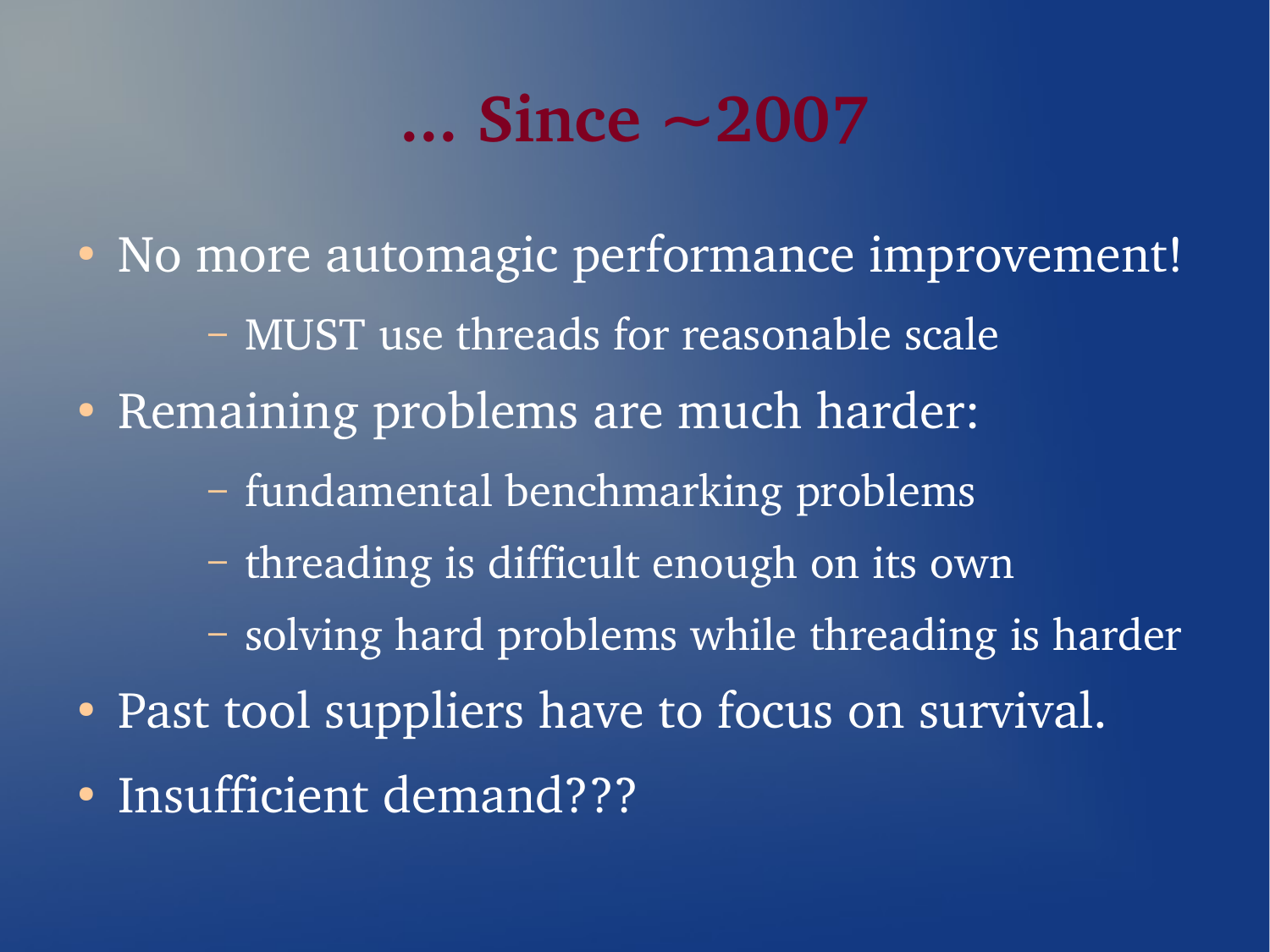# … Since ~2007

- No more automagic performance improvement!
  - MUST use threads for reasonable scale
- Remaining problems are much harder:
  - fundamental benchmarking problems
  - threading is difficult enough on its own
  - solving hard problems while threading is harder
- Past tool suppliers have to focus on survival.
- Insufficient demand???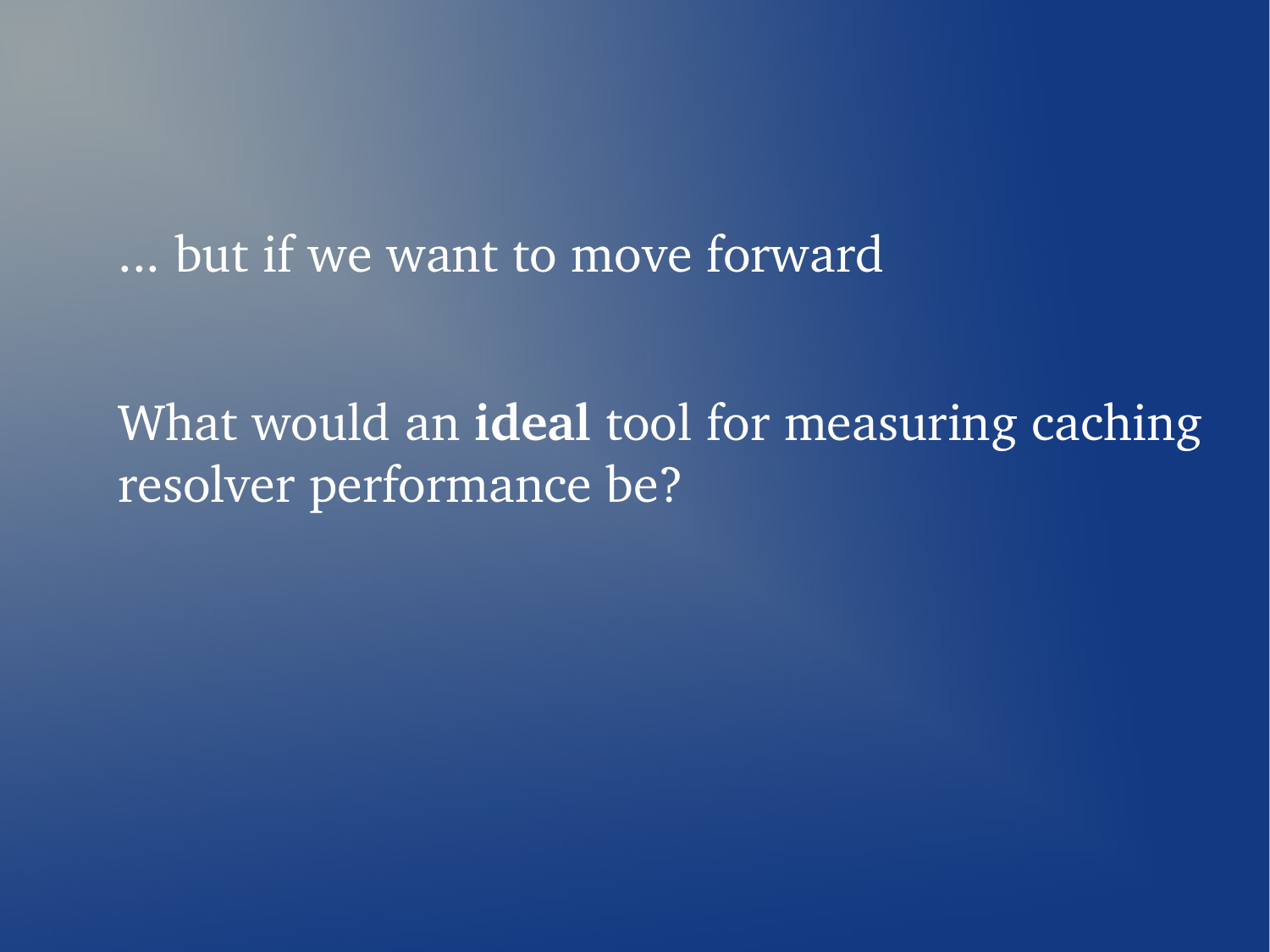… but if we want to move forward

What would an **ideal** tool for measuring caching resolver performance be?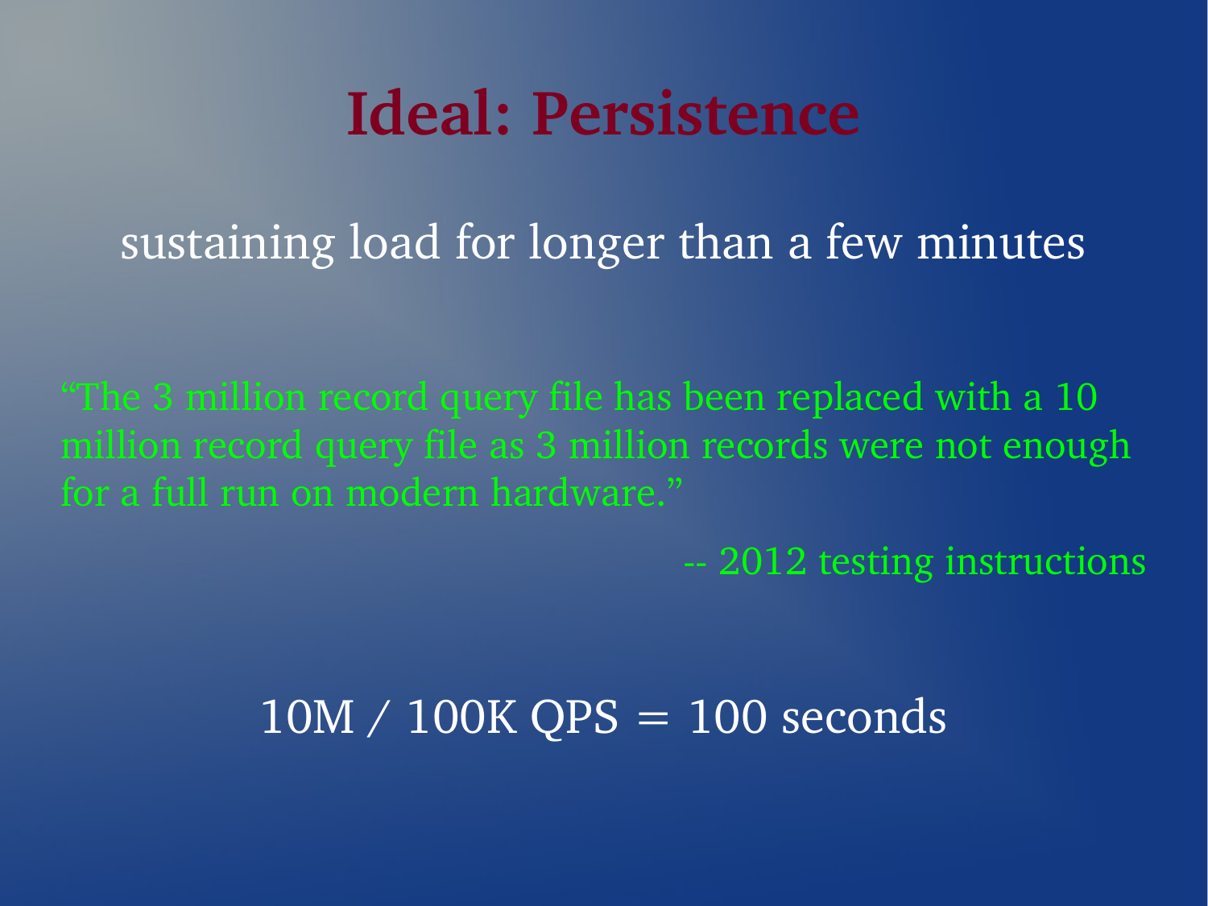# Ideal: Persistence

sustaining load for longer than a few minutes

> "The 3 million record query file has been replaced with a 10 million record query file as 3 million records were not enough for a full run on modern hardware."
>
> -- 2012 testing instructions

10M / 100K QPS = 100 seconds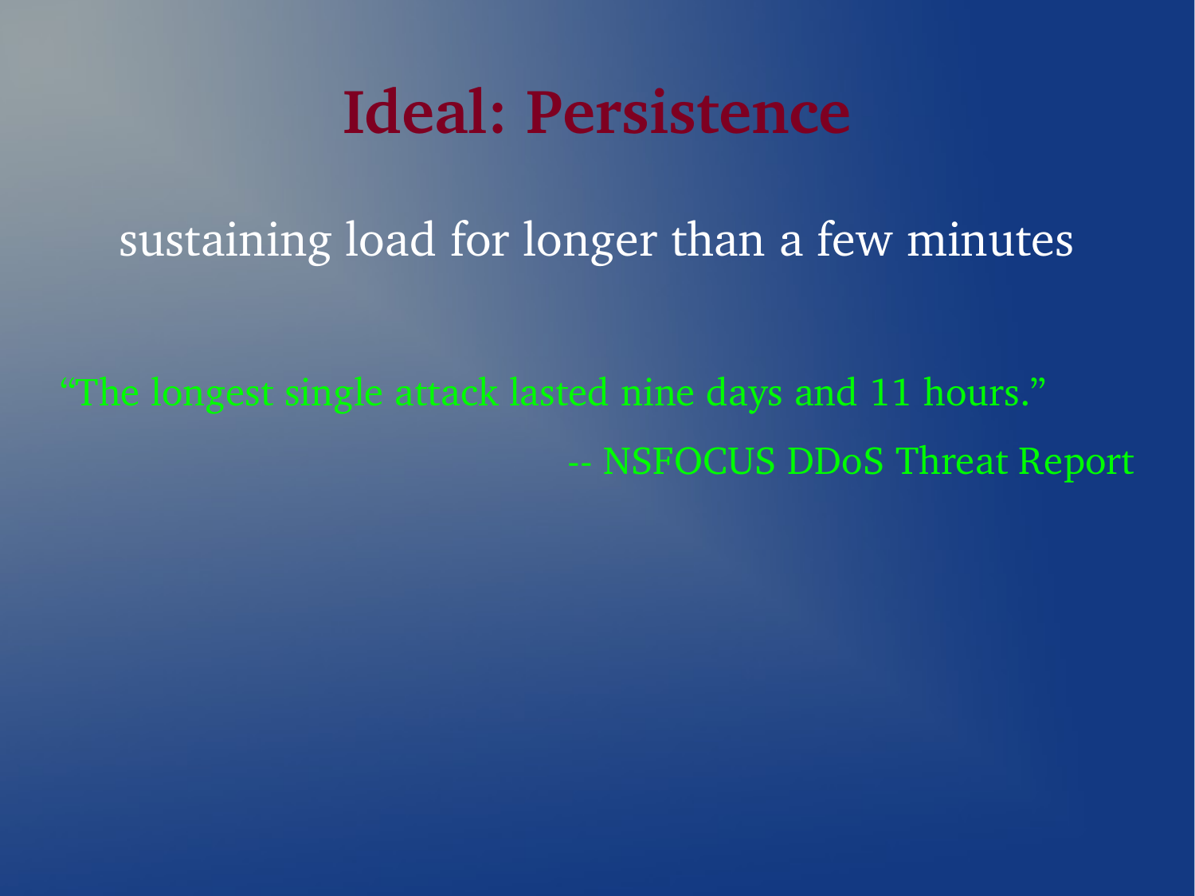# Ideal: Persistence

sustaining load for longer than a few minutes

"The longest single attack lasted nine days and 11 hours."

-- NSFOCUS DDoS Threat Report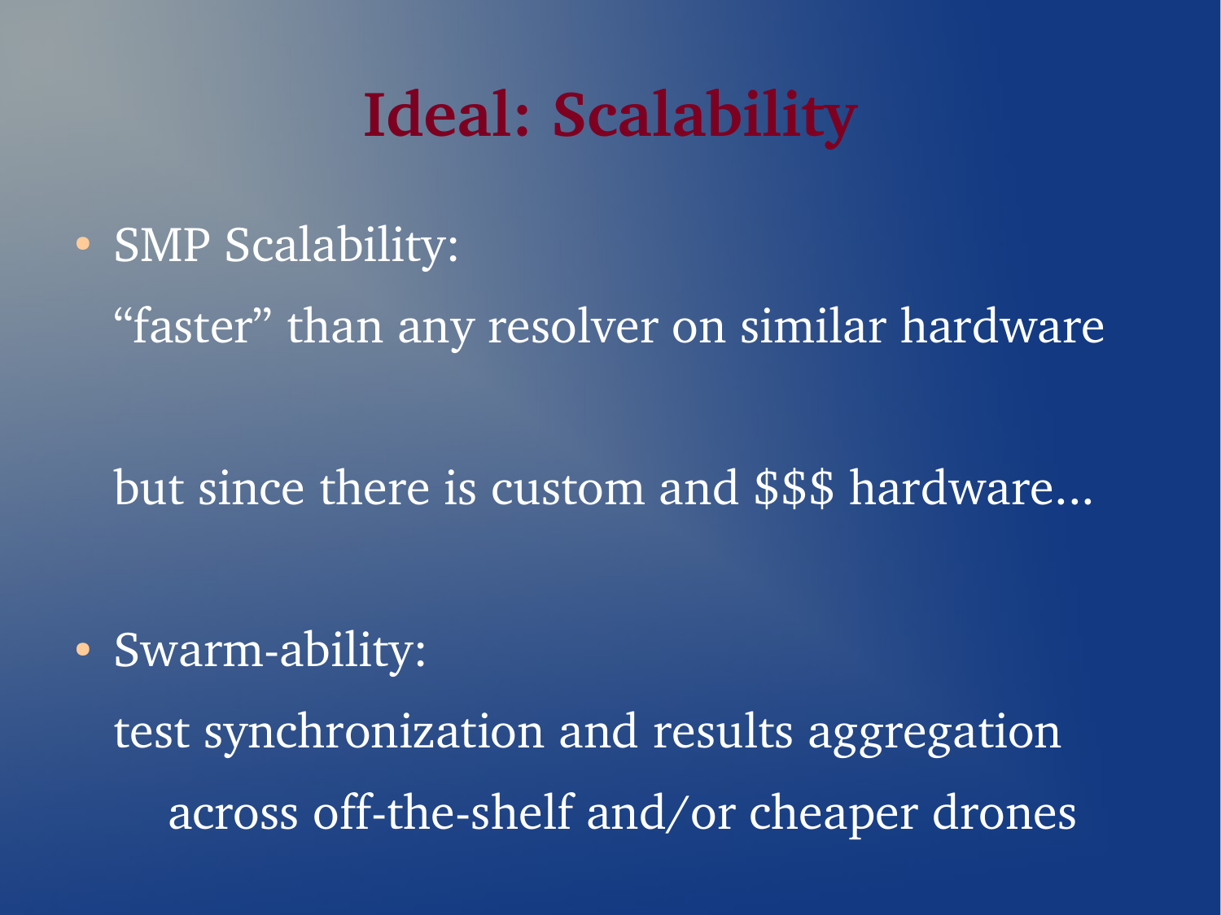# Ideal: Scalability

- SMP Scalability:

  “faster” than any resolver on similar hardware

  but since there is custom and $$$ hardware...

- Swarm-ability:

  test synchronization and results aggregation

  across off-the-shelf and/or cheaper drones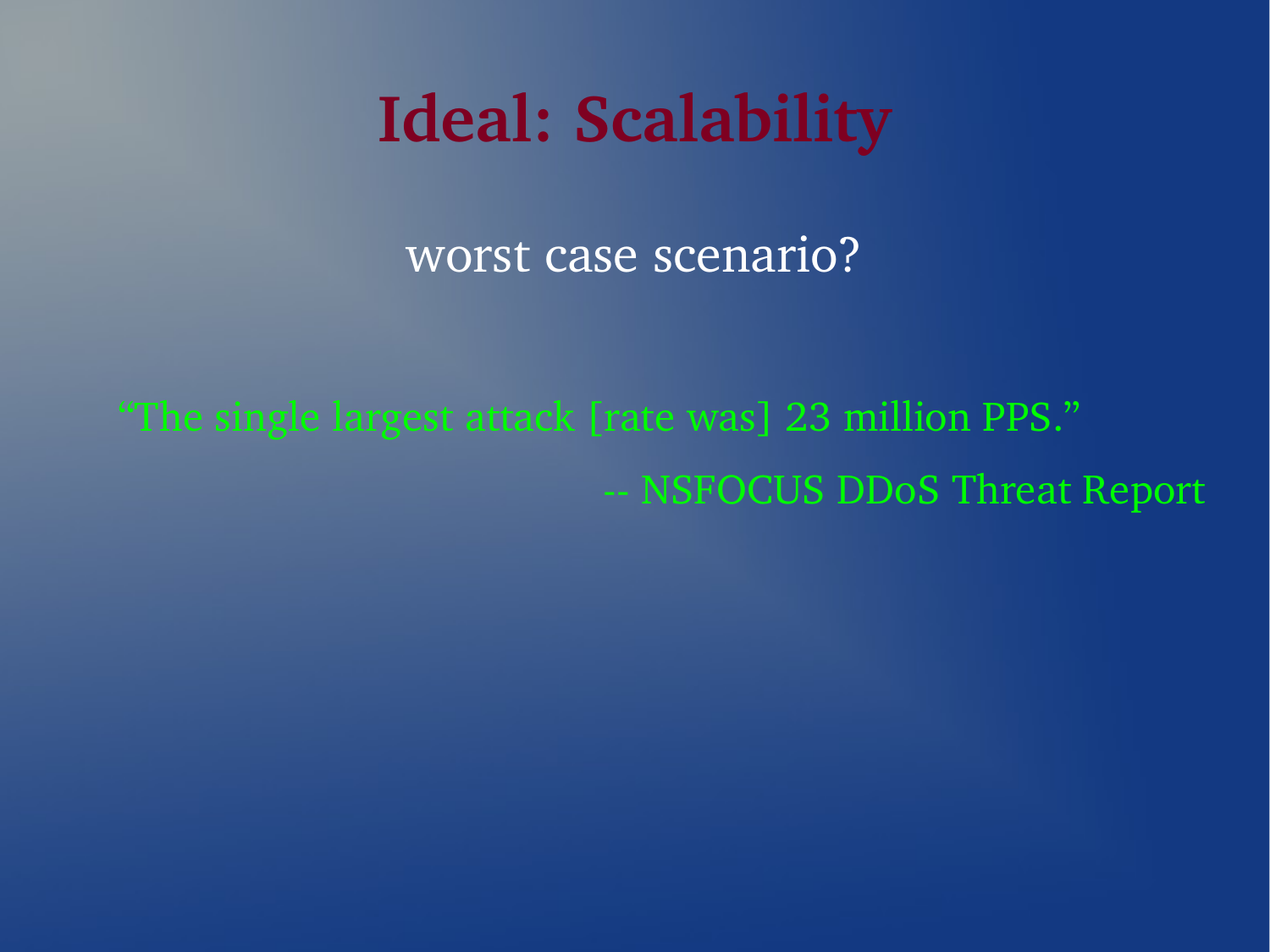# Ideal: Scalability

worst case scenario?

"The single largest attack [rate was] 23 million PPS."

-- NSFOCUS DDoS Threat Report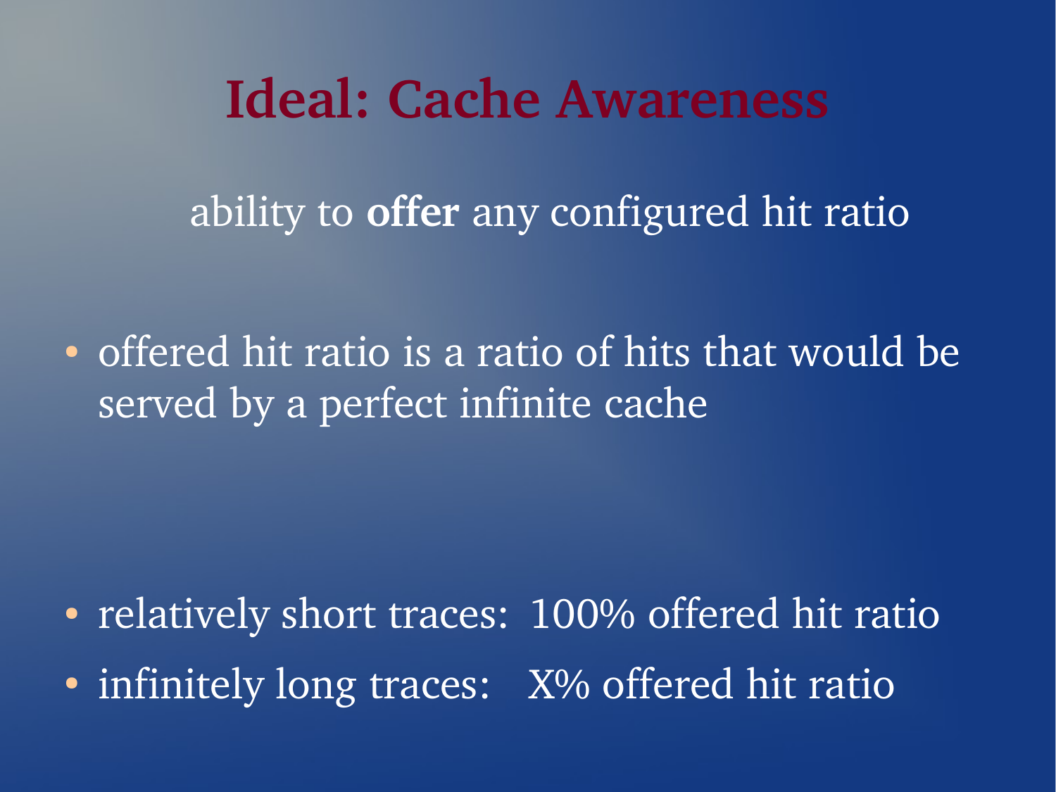# Ideal: Cache Awareness

ability to **offer** any configured hit ratio

- offered hit ratio is a ratio of hits that would be served by a perfect infinite cache

- relatively short traces: 100% offered hit ratio
- infinitely long traces: X% offered hit ratio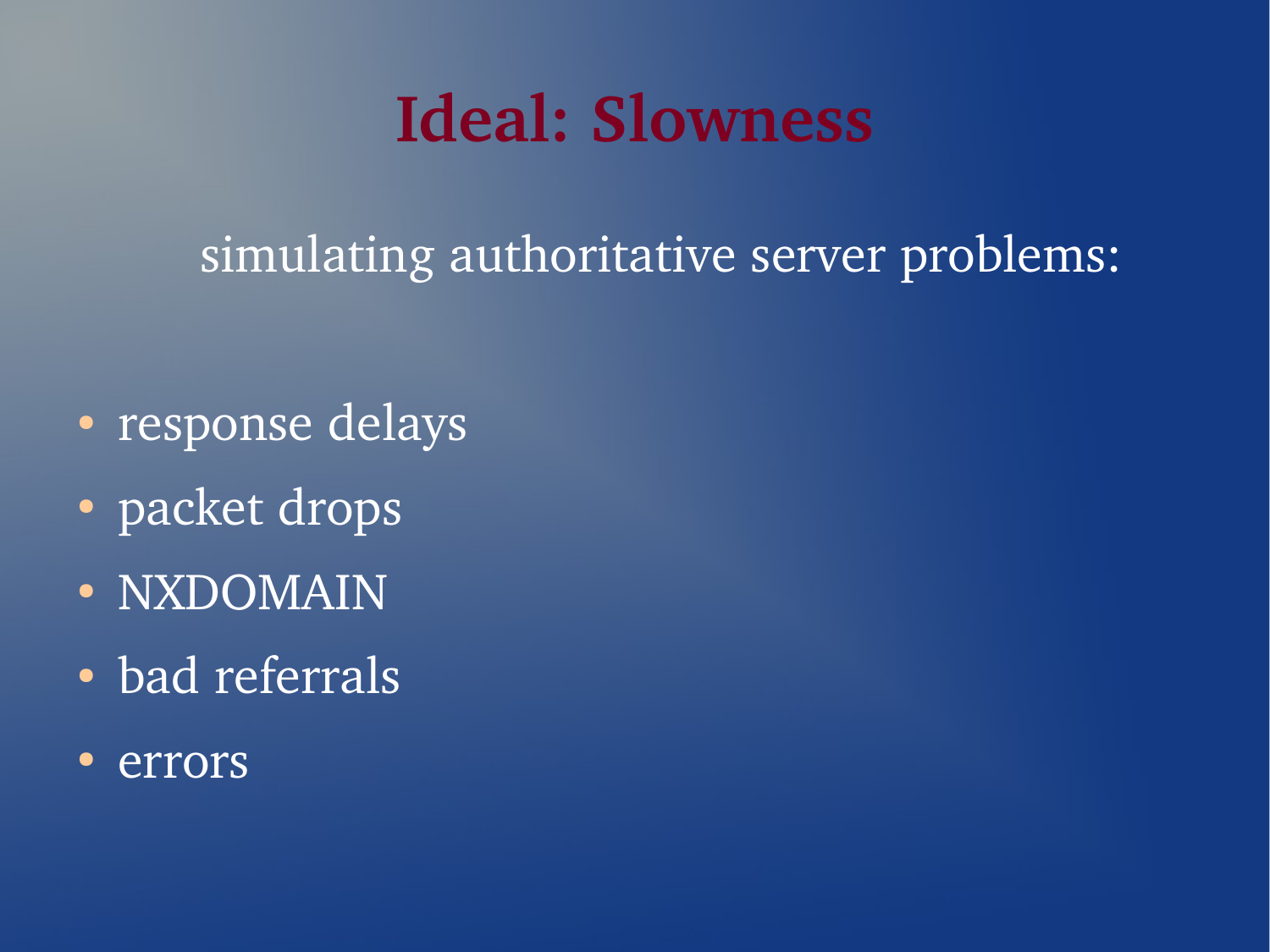# Ideal: Slowness

simulating authoritative server problems:

- response delays
- packet drops
- NXDOMAIN
- bad referrals
- errors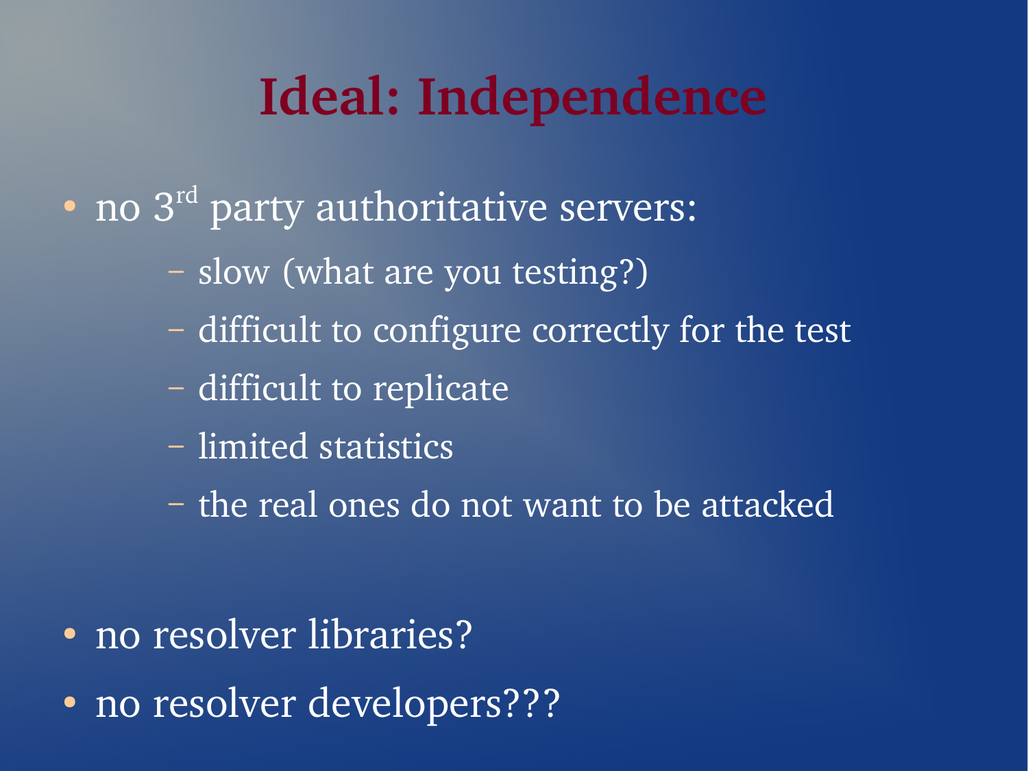# Ideal: Independence

- no 3rd party authoritative servers:
  - slow (what are you testing?)
  - difficult to configure correctly for the test
  - difficult to replicate
  - limited statistics
  - the real ones do not want to be attacked

- no resolver libraries?
- no resolver developers???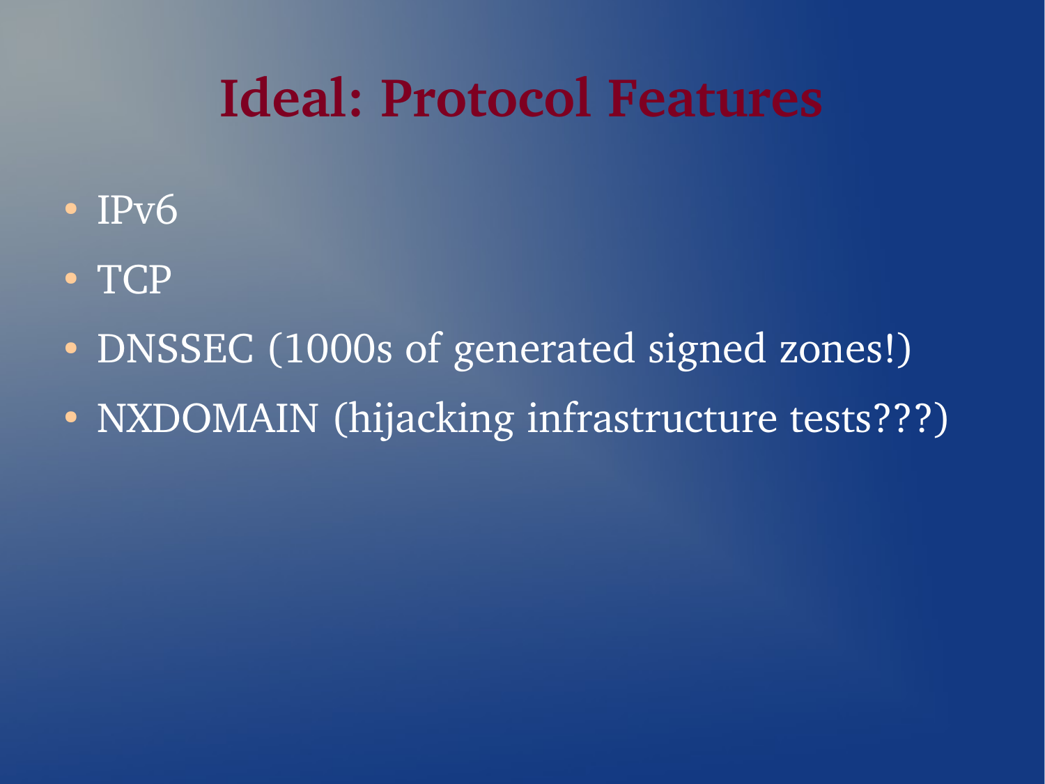# Ideal: Protocol Features

- IPv6
- TCP
- DNSSEC (1000s of generated signed zones!)
- NXDOMAIN (hijacking infrastructure tests???)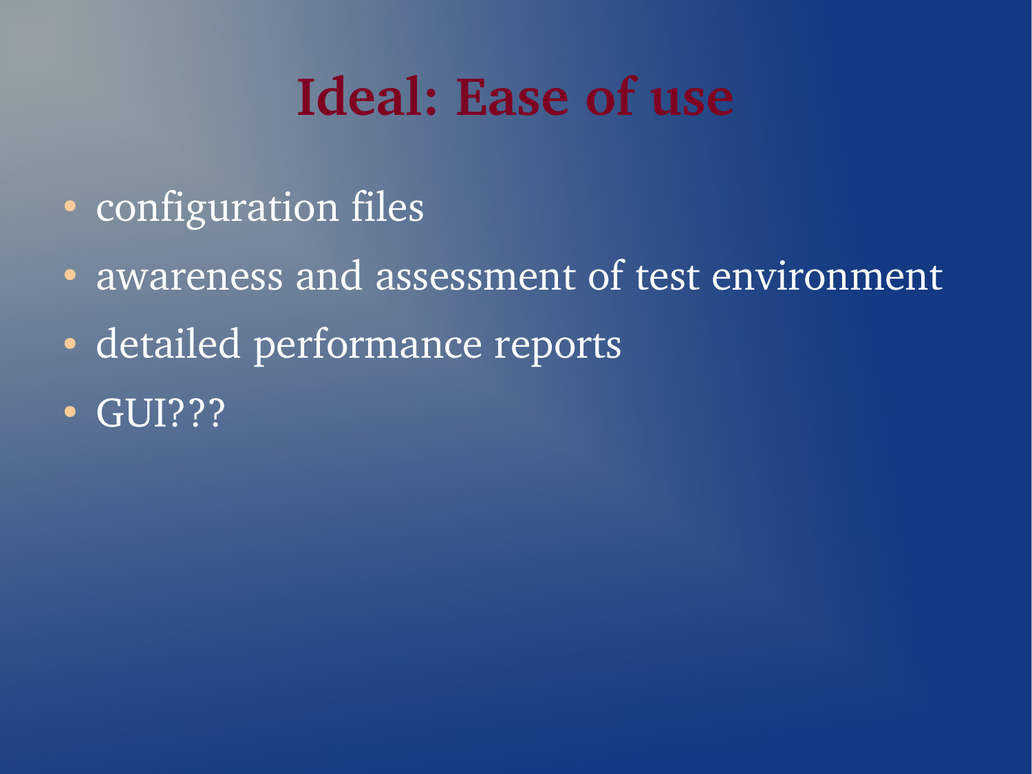# Ideal: Ease of use

- configuration files
- awareness and assessment of test environment
- detailed performance reports
- GUI???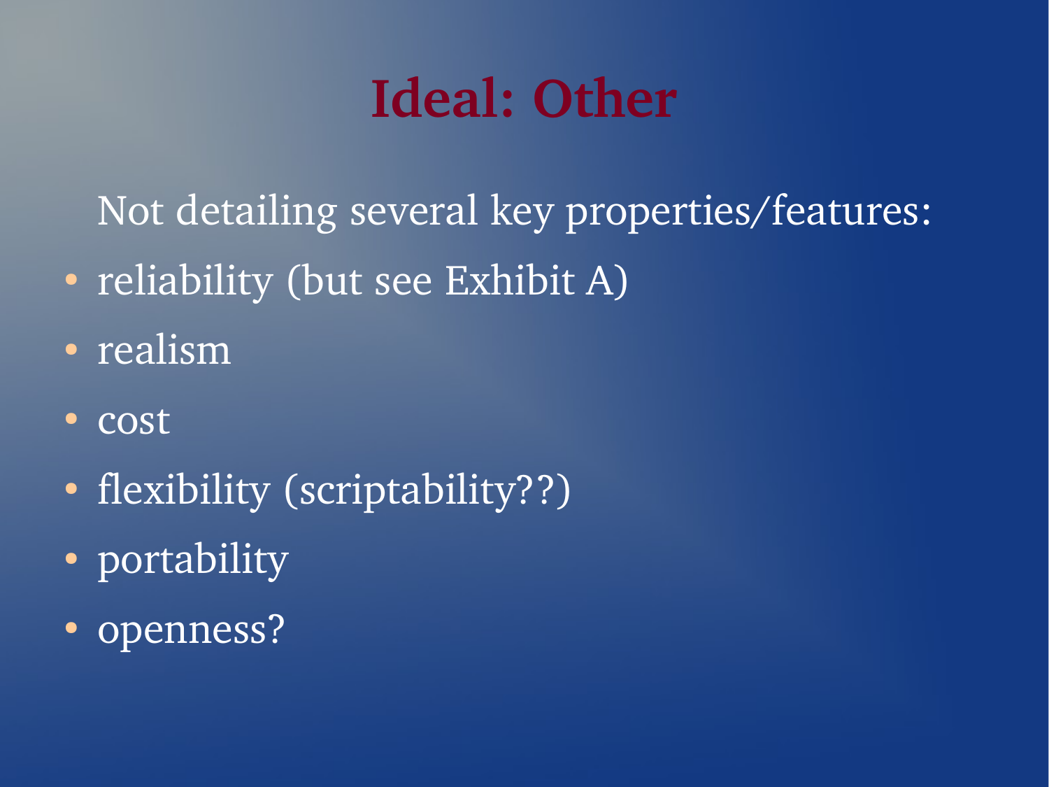# Ideal: Other

Not detailing several key properties/features:

- reliability (but see Exhibit A)
- realism
- cost
- flexibility (scriptability??)
- portability
- openness?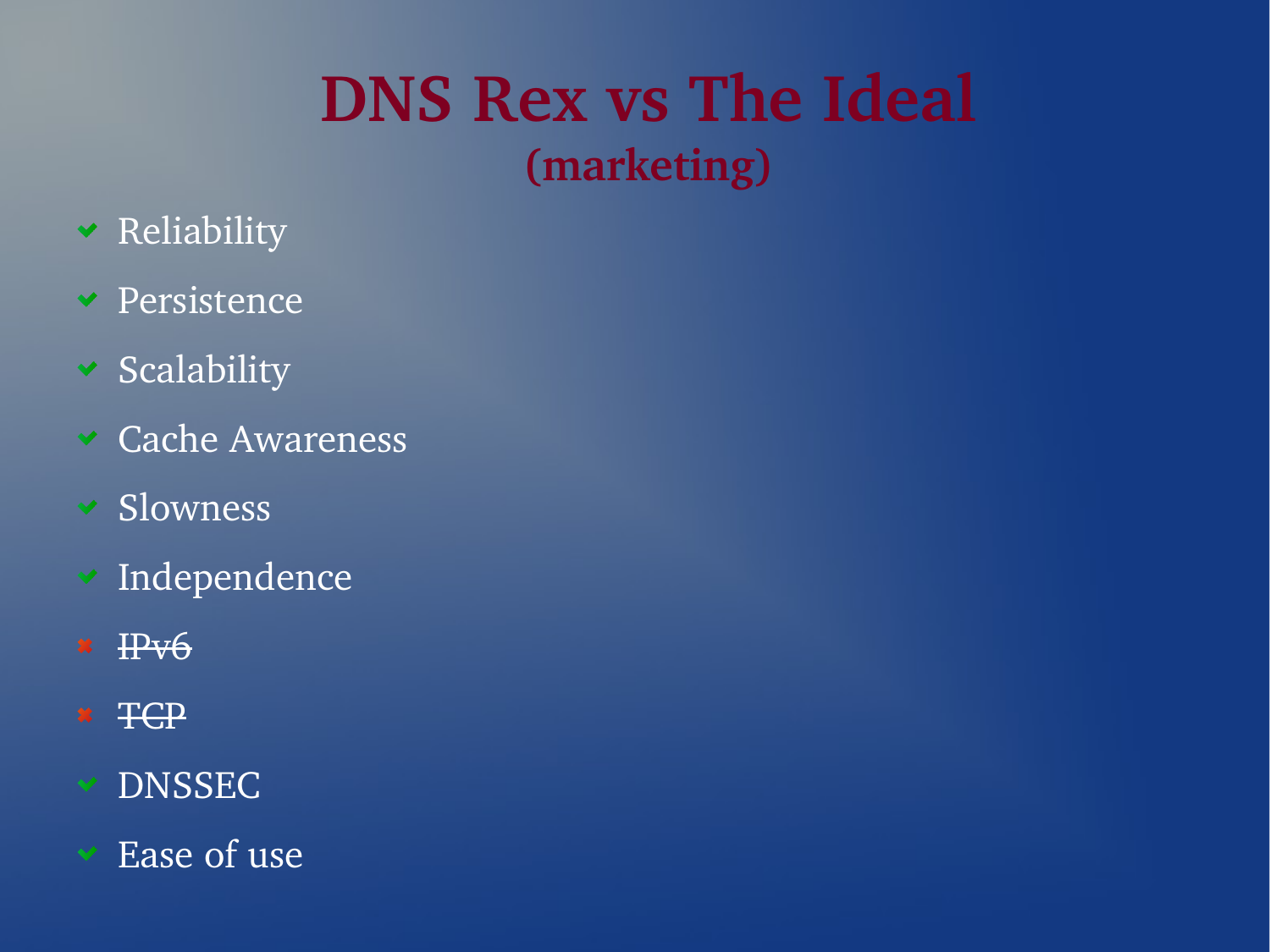# DNS Rex vs The Ideal
## (marketing)

- ✔ Reliability
- ✔ Persistence
- ✔ Scalability
- ✔ Cache Awareness
- ✔ Slowness
- ✔ Independence
- ✖ ~~IPv6~~
- ✖ ~~TCP~~
- ✔ DNSSEC
- ✔ Ease of use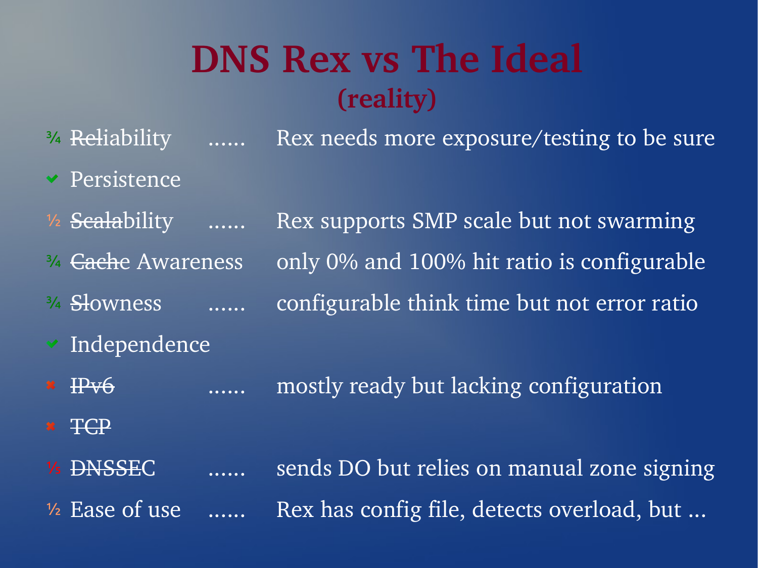# DNS Rex vs The Ideal

## (reality)

- ¾ ~~Reli~~ability ...... Rex needs more exposure/testing to be sure
- ✔ Persistence
- ½ ~~Scala~~bility ...... Rex supports SMP scale but not swarming
- ¾ ~~Cache~~ Awareness only 0% and 100% hit ratio is configurable
- ¾ ~~Sl~~owness ...... configurable think time but not error ratio
- ✔ Independence
- ✖ ~~IPv6~~ ...... mostly ready but lacking configuration
- ✖ ~~TCP~~
- ⅕ ~~DNSSE~~C ...... sends DO but relies on manual zone signing
- ½ Ease of use ...... Rex has config file, detects overload, but ...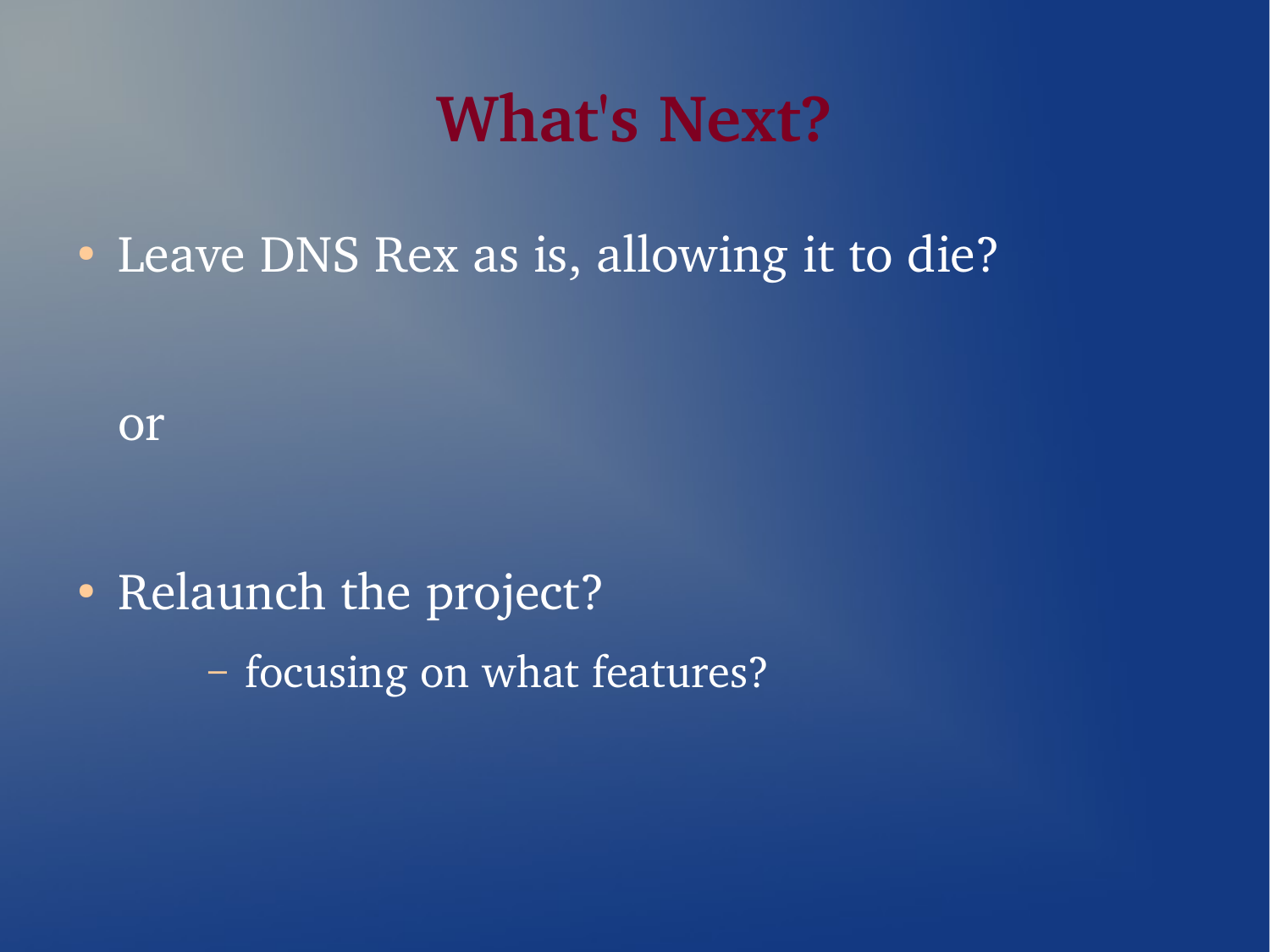# What's Next?

- Leave DNS Rex as is, allowing it to die?

or

- Relaunch the project?
  - focusing on what features?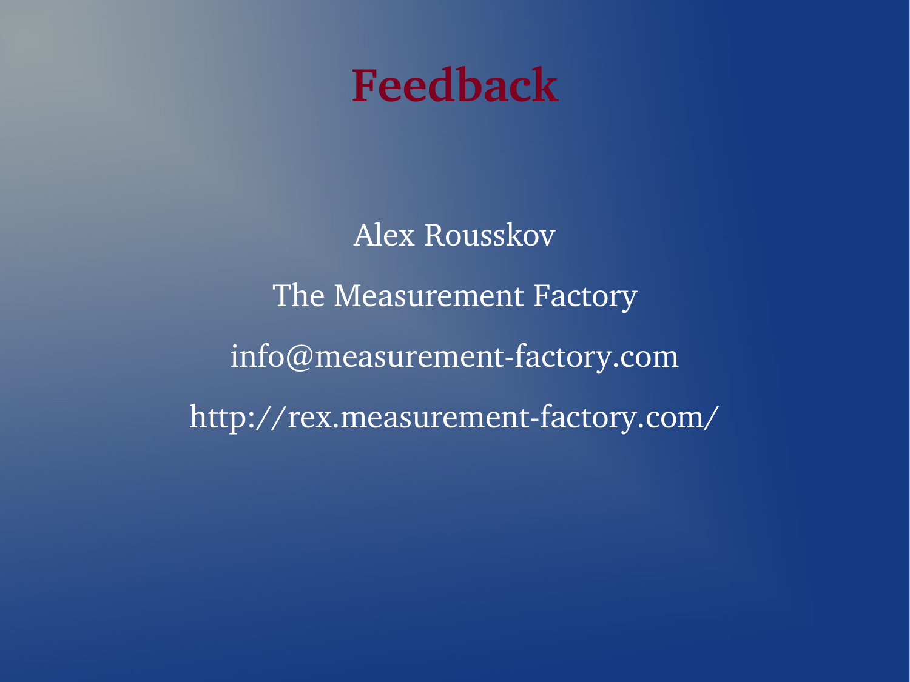# Feedback

Alex Rousskov

The Measurement Factory

info@measurement-factory.com

http://rex.measurement-factory.com/